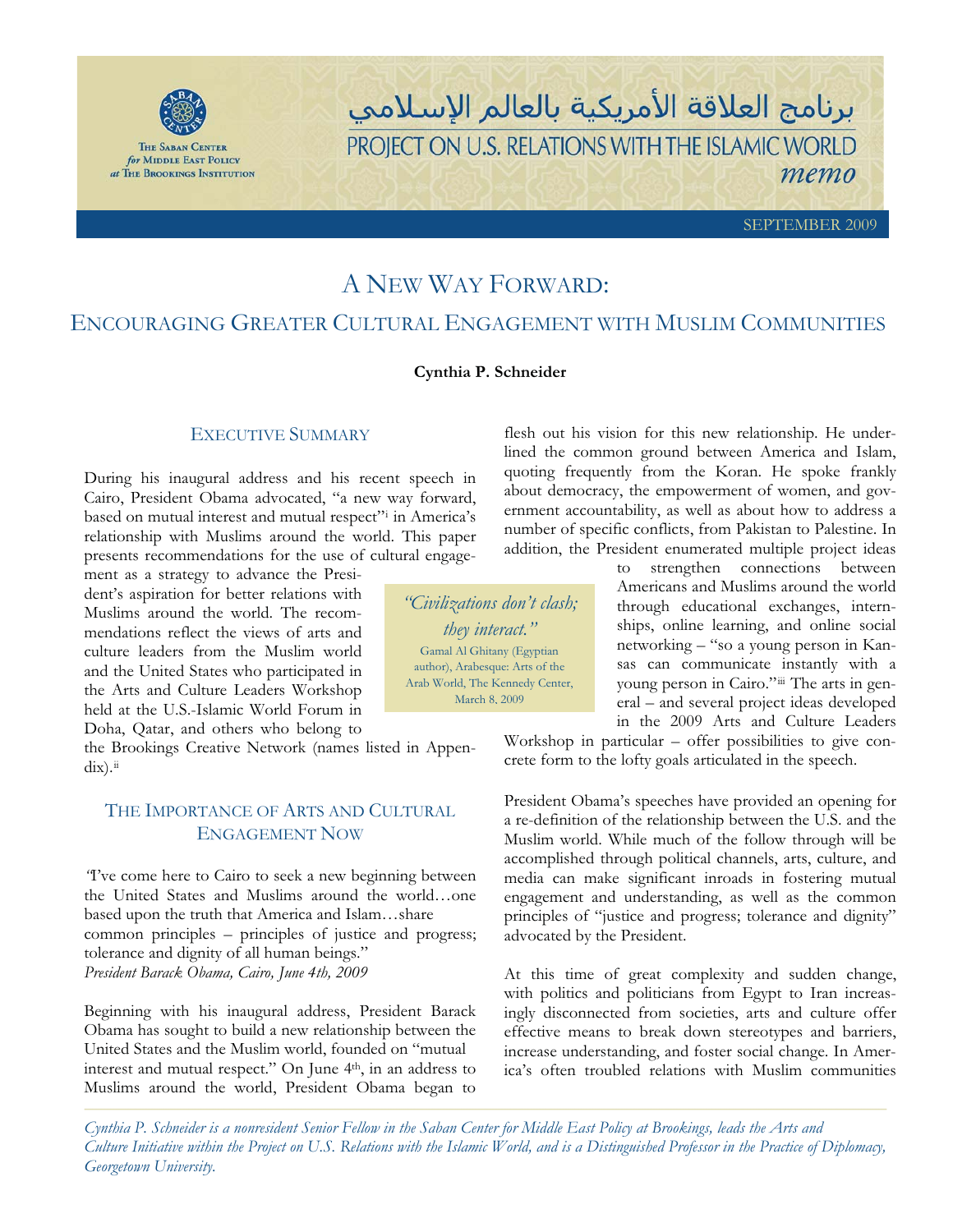THE SABAN CENTER *for* MIDDLE EAST POLICY *at* THE BROOKINGS INSTITUTION

برنامج العلاقة الأمريكية بالعالم الإسلامي

PROJECT ON U.S. RELATIONS WITH THE ISLAMIC WORLD

*memo*

SEPTEMBER 2009

# A NEW WAY FORWARD:

## ENCOURAGING GREATER CULTURAL ENGAGEMENT WITH MUSLIM COMMUNITIES

**Cynthia P. Schneider**

### EXECUTIVE SUMMARY

During his inaugural address and his recent speech in Cairo, President Obama advocated, "a new way forward, based on mutual interest and mutual respect"[i] in America's relationship with Muslims around the world. This paper presents recommendations for the use of cultural engagement as a strategy to advance the President's aspiration for better relations with Muslims around the world. The recommendations reflect the views of arts and culture leaders from the Muslim world and the United States who participated in the Arts and Culture Leaders Workshop held at the U.S.-Islamic World Forum in Doha, Qatar, and others who belong to the Brookings Creative Network (names listed in Appendix).[ii]

> *"Civilizations don't clash; they interact."*
> Gamal Al Ghitany (Egyptian author), Arabesque: Arts of the Arab World, The Kennedy Center, March 8, 2009

### THE IMPORTANCE OF ARTS AND CULTURAL ENGAGEMENT NOW

*"I've come here to Cairo to seek a new beginning between the United States and Muslims around the world…one based upon the truth that America and Islam…share common principles – principles of justice and progress; tolerance and dignity of all human beings."*
*President Barack Obama, Cairo, June 4th, 2009*

Beginning with his inaugural address, President Barack Obama has sought to build a new relationship between the United States and the Muslim world, founded on "mutual interest and mutual respect." On June 4th, in an address to Muslims around the world, President Obama began to flesh out his vision for this new relationship. He underlined the common ground between America and Islam, quoting frequently from the Koran. He spoke frankly about democracy, the empowerment of women, and government accountability, as well as about how to address a number of specific conflicts, from Pakistan to Palestine. In addition, the President enumerated multiple project ideas to strengthen connections between Americans and Muslims around the world through educational exchanges, internships, online learning, and online social networking – "so a young person in Kansas can communicate instantly with a young person in Cairo."[iii] The arts in general – and several project ideas developed in the 2009 Arts and Culture Leaders Workshop in particular – offer possibilities to give concrete form to the lofty goals articulated in the speech.

President Obama's speeches have provided an opening for a re-definition of the relationship between the U.S. and the Muslim world. While much of the follow through will be accomplished through political channels, arts, culture, and media can make significant inroads in fostering mutual engagement and understanding, as well as the common principles of "justice and progress; tolerance and dignity" advocated by the President.

At this time of great complexity and sudden change, with politics and politicians from Egypt to Iran increasingly disconnected from societies, arts and culture offer effective means to break down stereotypes and barriers, increase understanding, and foster social change. In America's often troubled relations with Muslim communities

*Cynthia P. Schneider is a nonresident Senior Fellow in the Saban Center for Middle East Policy at Brookings, leads the Arts and Culture Initiative within the Project on U.S. Relations with the Islamic World, and is a Distinguished Professor in the Practice of Diplomacy, Georgetown University.*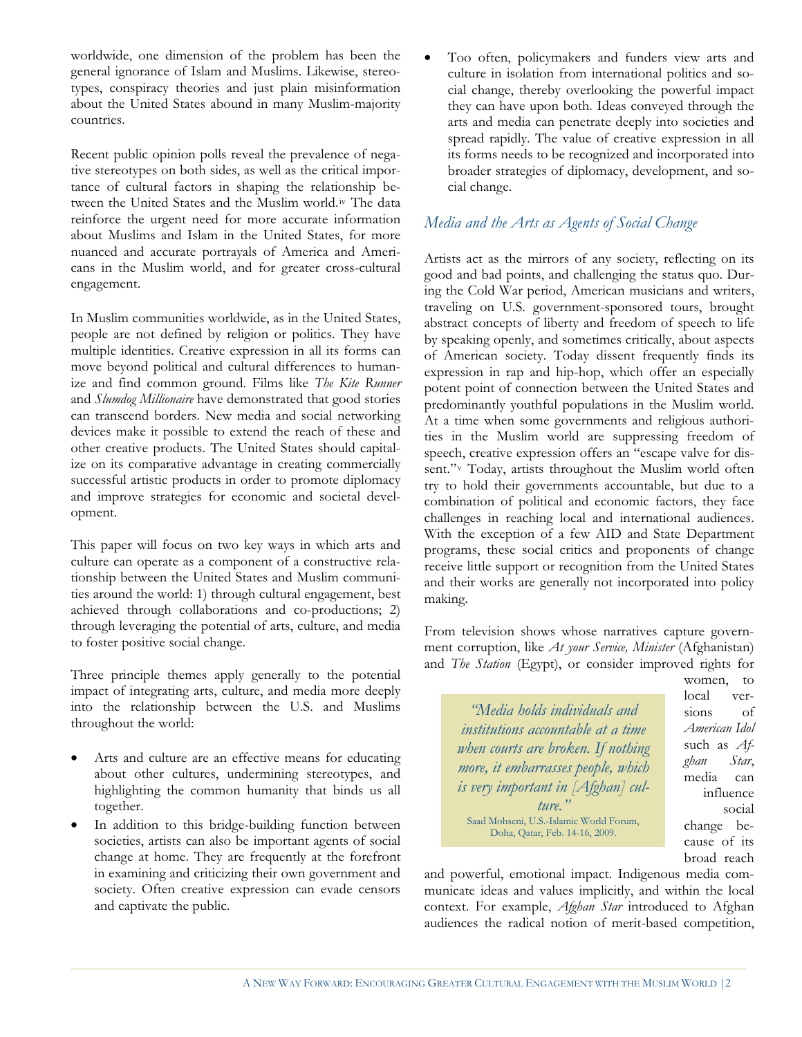worldwide, one dimension of the problem has been the general ignorance of Islam and Muslims. Likewise, stereotypes, conspiracy theories and just plain misinformation about the United States abound in many Muslim-majority countries.

Recent public opinion polls reveal the prevalence of negative stereotypes on both sides, as well as the critical importance of cultural factors in shaping the relationship between the United States and the Muslim world.[iv] The data reinforce the urgent need for more accurate information about Muslims and Islam in the United States, for more nuanced and accurate portrayals of America and Americans in the Muslim world, and for greater cross-cultural engagement.

In Muslim communities worldwide, as in the United States, people are not defined by religion or politics. They have multiple identities. Creative expression in all its forms can move beyond political and cultural differences to humanize and find common ground. Films like *The Kite Runner* and *Slumdog Millionaire* have demonstrated that good stories can transcend borders. New media and social networking devices make it possible to extend the reach of these and other creative products. The United States should capitalize on its comparative advantage in creating commercially successful artistic products in order to promote diplomacy and improve strategies for economic and societal development.

This paper will focus on two key ways in which arts and culture can operate as a component of a constructive relationship between the United States and Muslim communities around the world: 1) through cultural engagement, best achieved through collaborations and co-productions; 2) through leveraging the potential of arts, culture, and media to foster positive social change.

Three principle themes apply generally to the potential impact of integrating arts, culture, and media more deeply into the relationship between the U.S. and Muslims throughout the world:

- Arts and culture are an effective means for educating about other cultures, undermining stereotypes, and highlighting the common humanity that binds us all together.
- In addition to this bridge-building function between societies, artists can also be important agents of social change at home. They are frequently at the forefront in examining and criticizing their own government and society. Often creative expression can evade censors and captivate the public.
- Too often, policymakers and funders view arts and culture in isolation from international politics and social change, thereby overlooking the powerful impact they can have upon both. Ideas conveyed through the arts and media can penetrate deeply into societies and spread rapidly. The value of creative expression in all its forms needs to be recognized and incorporated into broader strategies of diplomacy, development, and social change.

## *Media and the Arts as Agents of Social Change*

Artists act as the mirrors of any society, reflecting on its good and bad points, and challenging the status quo. During the Cold War period, American musicians and writers, traveling on U.S. government-sponsored tours, brought abstract concepts of liberty and freedom of speech to life by speaking openly, and sometimes critically, about aspects of American society. Today dissent frequently finds its expression in rap and hip-hop, which offer an especially potent point of connection between the United States and predominantly youthful populations in the Muslim world. At a time when some governments and religious authorities in the Muslim world are suppressing freedom of speech, creative expression offers an "escape valve for dissent."[v] Today, artists throughout the Muslim world often try to hold their governments accountable, but due to a combination of political and economic factors, they face challenges in reaching local and international audiences. With the exception of a few AID and State Department programs, these social critics and proponents of change receive little support or recognition from the United States and their works are generally not incorporated into policy making.

> *"Media holds individuals and institutions accountable at a time when courts are broken. If nothing more, it embarrasses people, which is very important in [Afghan] culture."*
> Saad Mohseni, U.S.-Islamic World Forum, Doha, Qatar, Feb. 14-16, 2009.

From television shows whose narratives capture government corruption, like *At your Service, Minister* (Afghanistan) and *The Station* (Egypt), or consider improved rights for women, to local versions of *American Idol* such as *Afghan Star*, media can influence social change because of its broad reach and powerful, emotional impact. Indigenous media communicate ideas and values implicitly, and within the local context. For example, *Afghan Star* introduced to Afghan audiences the radical notion of merit-based competition,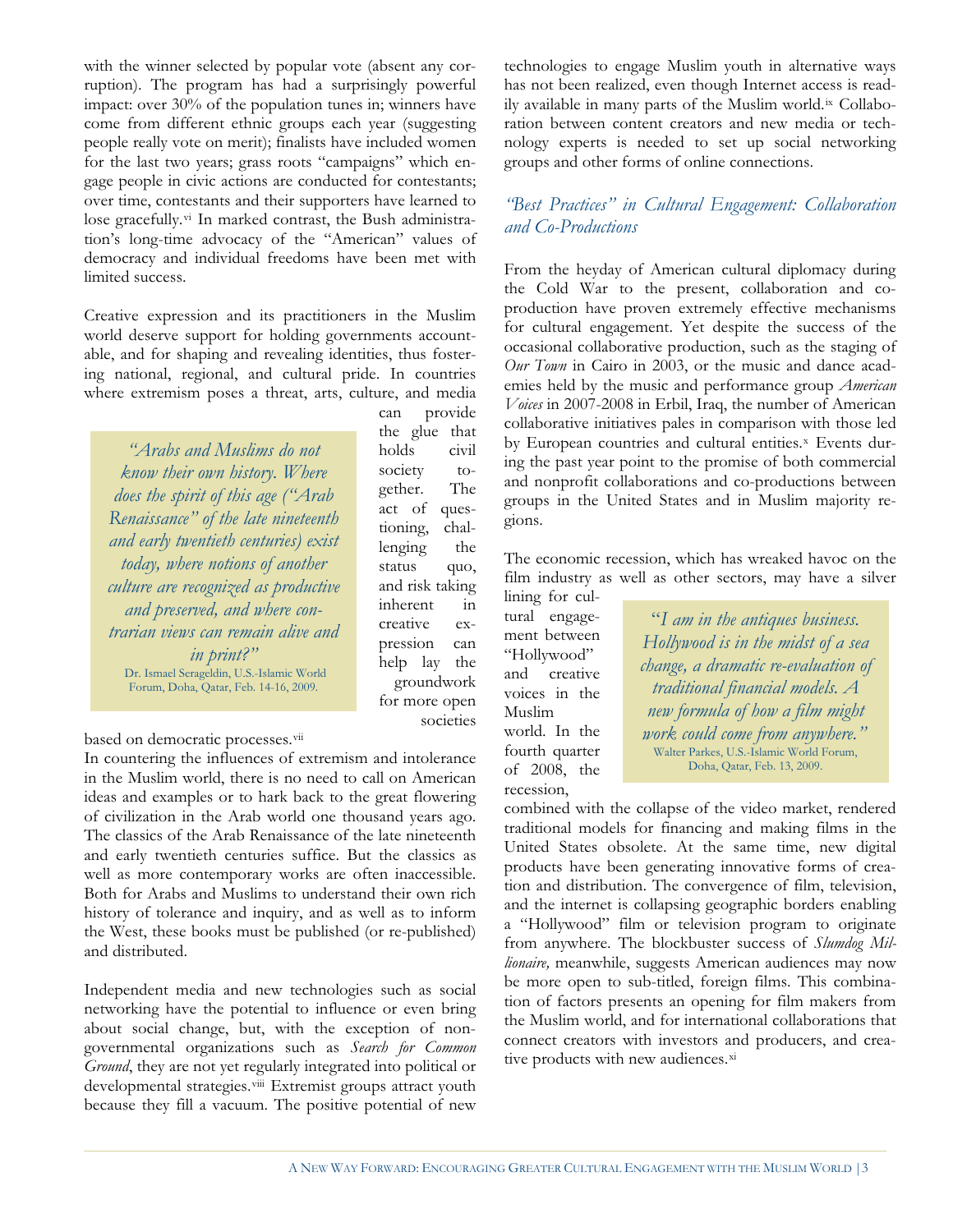with the winner selected by popular vote (absent any corruption). The program has had a surprisingly powerful impact: over 30% of the population tunes in; winners have come from different ethnic groups each year (suggesting people really vote on merit); finalists have included women for the last two years; grass roots "campaigns" which engage people in civic actions are conducted for contestants; over time, contestants and their supporters have learned to lose gracefully.[vi] In marked contrast, the Bush administration's long-time advocacy of the "American" values of democracy and individual freedoms have been met with limited success.

Creative expression and its practitioners in the Muslim world deserve support for holding governments accountable, and for shaping and revealing identities, thus fostering national, regional, and cultural pride. In countries where extremism poses a threat, arts, culture, and media can provide the glue that holds civil society together. The act of questioning, challenging the status quo, and risk taking inherent in creative expression can help lay the groundwork for more open societies based on democratic processes.[vii]

> *"Arabs and Muslims do not know their own history. Where does the spirit of this age ("Arab Renaissance" of the late nineteenth and early twentieth centuries) exist today, where notions of another culture are recognized as productive and preserved, and where contrarian views can remain alive and in print?"*
> Dr. Ismael Serageldin, U.S.-Islamic World Forum, Doha, Qatar, Feb. 14-16, 2009.

In countering the influences of extremism and intolerance in the Muslim world, there is no need to call on American ideas and examples or to hark back to the great flowering of civilization in the Arab world one thousand years ago. The classics of the Arab Renaissance of the late nineteenth and early twentieth centuries suffice. But the classics as well as more contemporary works are often inaccessible. Both for Arabs and Muslims to understand their own rich history of tolerance and inquiry, and as well as to inform the West, these books must be published (or re-published) and distributed.

Independent media and new technologies such as social networking have the potential to influence or even bring about social change, but, with the exception of non-governmental organizations such as *Search for Common Ground*, they are not yet regularly integrated into political or developmental strategies.[viii] Extremist groups attract youth because they fill a vacuum. The positive potential of new technologies to engage Muslim youth in alternative ways has not been realized, even though Internet access is readily available in many parts of the Muslim world.[ix] Collaboration between content creators and new media or technology experts is needed to set up social networking groups and other forms of online connections.

## *"Best Practices" in Cultural Engagement: Collaboration and Co-Productions*

From the heyday of American cultural diplomacy during the Cold War to the present, collaboration and co-production have proven extremely effective mechanisms for cultural engagement. Yet despite the success of the occasional collaborative production, such as the staging of *Our Town* in Cairo in 2003, or the music and dance academies held by the music and performance group *American Voices* in 2007-2008 in Erbil, Iraq, the number of American collaborative initiatives pales in comparison with those led by European countries and cultural entities.[x] Events during the past year point to the promise of both commercial and nonprofit collaborations and co-productions between groups in the United States and in Muslim majority regions.

The economic recession, which has wreaked havoc on the film industry as well as other sectors, may have a silver lining for cultural engagement between "Hollywood" and creative voices in the Muslim world. In the fourth quarter of 2008, the recession, combined with the collapse of the video market, rendered traditional models for financing and making films in the United States obsolete. At the same time, new digital products have been generating innovative forms of creation and distribution. The convergence of film, television, and the internet is collapsing geographic borders enabling a "Hollywood" film or television program to originate from anywhere. The blockbuster success of *Slumdog Millionaire,* meanwhile, suggests American audiences may now be more open to sub-titled, foreign films. This combination of factors presents an opening for film makers from the Muslim world, and for international collaborations that connect creators with investors and producers, and creative products with new audiences.[xi]

> *"I am in the antiques business. Hollywood is in the midst of a sea change, a dramatic re-evaluation of traditional financial models. A new formula of how a film might work could come from anywhere."*
> Walter Parkes, U.S.-Islamic World Forum, Doha, Qatar, Feb. 13, 2009.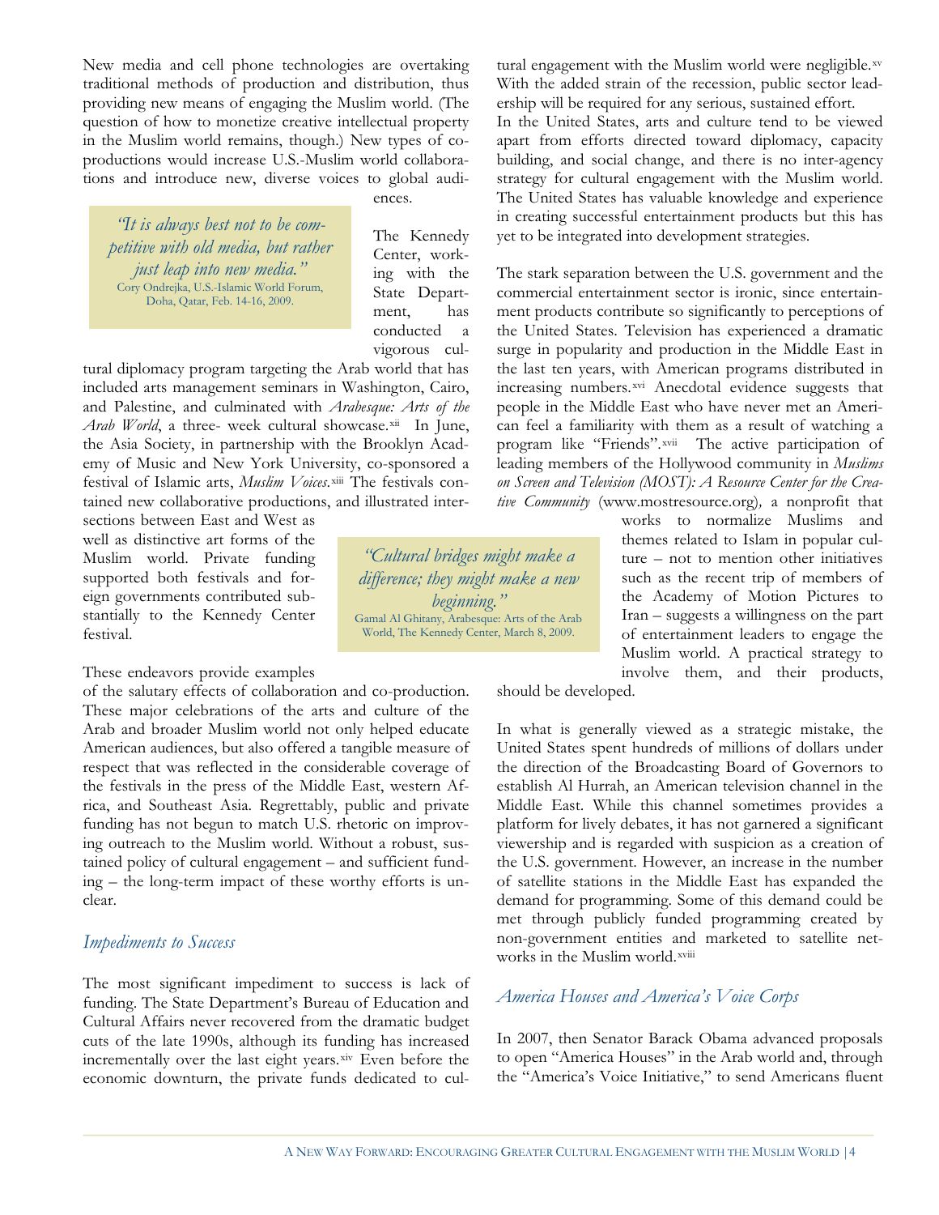New media and cell phone technologies are overtaking traditional methods of production and distribution, thus providing new means of engaging the Muslim world. (The question of how to monetize creative intellectual property in the Muslim world remains, though.) New types of co-productions would increase U.S.-Muslim world collaborations and introduce new, diverse voices to global audiences.

> *"It is always best not to be competitive with old media, but rather just leap into new media."*
> Cory Ondrejka, U.S.-Islamic World Forum, Doha, Qatar, Feb. 14-16, 2009.

The Kennedy Center, working with the State Department, has conducted a vigorous cultural diplomacy program targeting the Arab world that has included arts management seminars in Washington, Cairo, and Palestine, and culminated with *Arabesque: Arts of the Arab World*, a three- week cultural showcase.[xii] In June, the Asia Society, in partnership with the Brooklyn Academy of Music and New York University, co-sponsored a festival of Islamic arts, *Muslim Voices.*[xiii] The festivals contained new collaborative productions, and illustrated intersections between East and West as well as distinctive art forms of the Muslim world. Private funding supported both festivals and foreign governments contributed substantially to the Kennedy Center festival.

> *"Cultural bridges might make a difference; they might make a new beginning."*
> Gamal Al Ghitany, Arabesque: Arts of the Arab World, The Kennedy Center, March 8, 2009.

These endeavors provide examples of the salutary effects of collaboration and co-production. These major celebrations of the arts and culture of the Arab and broader Muslim world not only helped educate American audiences, but also offered a tangible measure of respect that was reflected in the considerable coverage of the festivals in the press of the Middle East, western Africa, and Southeast Asia. Regrettably, public and private funding has not begun to match U.S. rhetoric on improving outreach to the Muslim world. Without a robust, sustained policy of cultural engagement – and sufficient funding – the long-term impact of these worthy efforts is unclear.

## *Impediments to Success*

The most significant impediment to success is lack of funding. The State Department's Bureau of Education and Cultural Affairs never recovered from the dramatic budget cuts of the late 1990s, although its funding has increased incrementally over the last eight years.[xiv] Even before the economic downturn, the private funds dedicated to cultural engagement with the Muslim world were negligible.[xv] With the added strain of the recession, public sector leadership will be required for any serious, sustained effort.

In the United States, arts and culture tend to be viewed apart from efforts directed toward diplomacy, capacity building, and social change, and there is no inter-agency strategy for cultural engagement with the Muslim world. The United States has valuable knowledge and experience in creating successful entertainment products but this has yet to be integrated into development strategies.

The stark separation between the U.S. government and the commercial entertainment sector is ironic, since entertainment products contribute so significantly to perceptions of the United States. Television has experienced a dramatic surge in popularity and production in the Middle East in the last ten years, with American programs distributed in increasing numbers.[xvi] Anecdotal evidence suggests that people in the Middle East who have never met an American feel a familiarity with them as a result of watching a program like "Friends".[xvii] The active participation of leading members of the Hollywood community in *Muslims on Screen and Television (MOST): A Resource Center for the Creative Community* (www.mostresource.org)*,* a nonprofit that works to normalize Muslims and themes related to Islam in popular culture – not to mention other initiatives such as the recent trip of members of the Academy of Motion Pictures to Iran – suggests a willingness on the part of entertainment leaders to engage the Muslim world. A practical strategy to involve them, and their products, should be developed.

In what is generally viewed as a strategic mistake, the United States spent hundreds of millions of dollars under the direction of the Broadcasting Board of Governors to establish Al Hurrah, an American television channel in the Middle East. While this channel sometimes provides a platform for lively debates, it has not garnered a significant viewership and is regarded with suspicion as a creation of the U.S. government. However, an increase in the number of satellite stations in the Middle East has expanded the demand for programming. Some of this demand could be met through publicly funded programming created by non-government entities and marketed to satellite networks in the Muslim world.[xviii]

## *America Houses and America's Voice Corps*

In 2007, then Senator Barack Obama advanced proposals to open "America Houses" in the Arab world and, through the "America's Voice Initiative," to send Americans fluent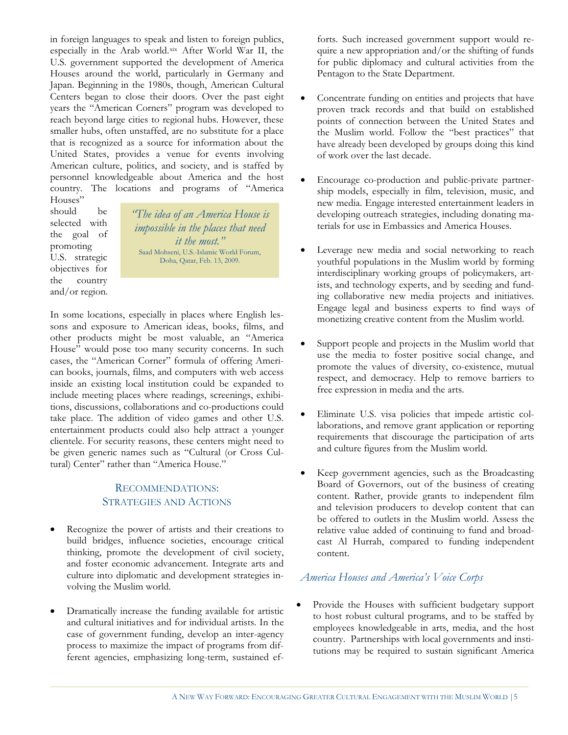in foreign languages to speak and listen to foreign publics, especially in the Arab world.[xix] After World War II, the U.S. government supported the development of America Houses around the world, particularly in Germany and Japan. Beginning in the 1980s, though, American Cultural Centers began to close their doors. Over the past eight years the "American Corners" program was developed to reach beyond large cities to regional hubs. However, these smaller hubs, often unstaffed, are no substitute for a place that is recognized as a source for information about the United States, provides a venue for events involving American culture, politics, and society, and is staffed by personnel knowledgeable about America and the host country. The locations and programs of "America Houses" should be selected with the goal of promoting U.S. strategic objectives for the country and/or region.

> *"The idea of an America House is impossible in the places that need it the most."*
> Saad Mohseni, U.S.-Islamic World Forum, Doha, Qatar, Feb. 13, 2009.

In some locations, especially in places where English lessons and exposure to American ideas, books, films, and other products might be most valuable, an "America House" would pose too many security concerns. In such cases, the "American Corner" formula of offering American books, journals, films, and computers with web access inside an existing local institution could be expanded to include meeting places where readings, screenings, exhibitions, discussions, collaborations and co-productions could take place. The addition of video games and other U.S. entertainment products could also help attract a younger clientele. For security reasons, these centers might need to be given generic names such as "Cultural (or Cross Cultural) Center" rather than "America House."

## Recommendations: Strategies and Actions

- Recognize the power of artists and their creations to build bridges, influence societies, encourage critical thinking, promote the development of civil society, and foster economic advancement. Integrate arts and culture into diplomatic and development strategies involving the Muslim world.

- Dramatically increase the funding available for artistic and cultural initiatives and for individual artists. In the case of government funding, develop an inter-agency process to maximize the impact of programs from different agencies, emphasizing long-term, sustained efforts. Such increased government support would require a new appropriation and/or the shifting of funds for public diplomacy and cultural activities from the Pentagon to the State Department.

- Concentrate funding on entities and projects that have proven track records and that build on established points of connection between the United States and the Muslim world. Follow the "best practices" that have already been developed by groups doing this kind of work over the last decade.

- Encourage co-production and public-private partnership models, especially in film, television, music, and new media. Engage interested entertainment leaders in developing outreach strategies, including donating materials for use in Embassies and America Houses.

- Leverage new media and social networking to reach youthful populations in the Muslim world by forming interdisciplinary working groups of policymakers, artists, and technology experts, and by seeding and funding collaborative new media projects and initiatives. Engage legal and business experts to find ways of monetizing creative content from the Muslim world.

- Support people and projects in the Muslim world that use the media to foster positive social change, and promote the values of diversity, co-existence, mutual respect, and democracy. Help to remove barriers to free expression in media and the arts.

- Eliminate U.S. visa policies that impede artistic collaborations, and remove grant application or reporting requirements that discourage the participation of arts and culture figures from the Muslim world.

- Keep government agencies, such as the Broadcasting Board of Governors, out of the business of creating content. Rather, provide grants to independent film and television producers to develop content that can be offered to outlets in the Muslim world. Assess the relative value added of continuing to fund and broadcast Al Hurrah, compared to funding independent content.

### *America Houses and America's Voice Corps*

- Provide the Houses with sufficient budgetary support to host robust cultural programs, and to be staffed by employees knowledgeable in arts, media, and the host country. Partnerships with local governments and institutions may be required to sustain significant America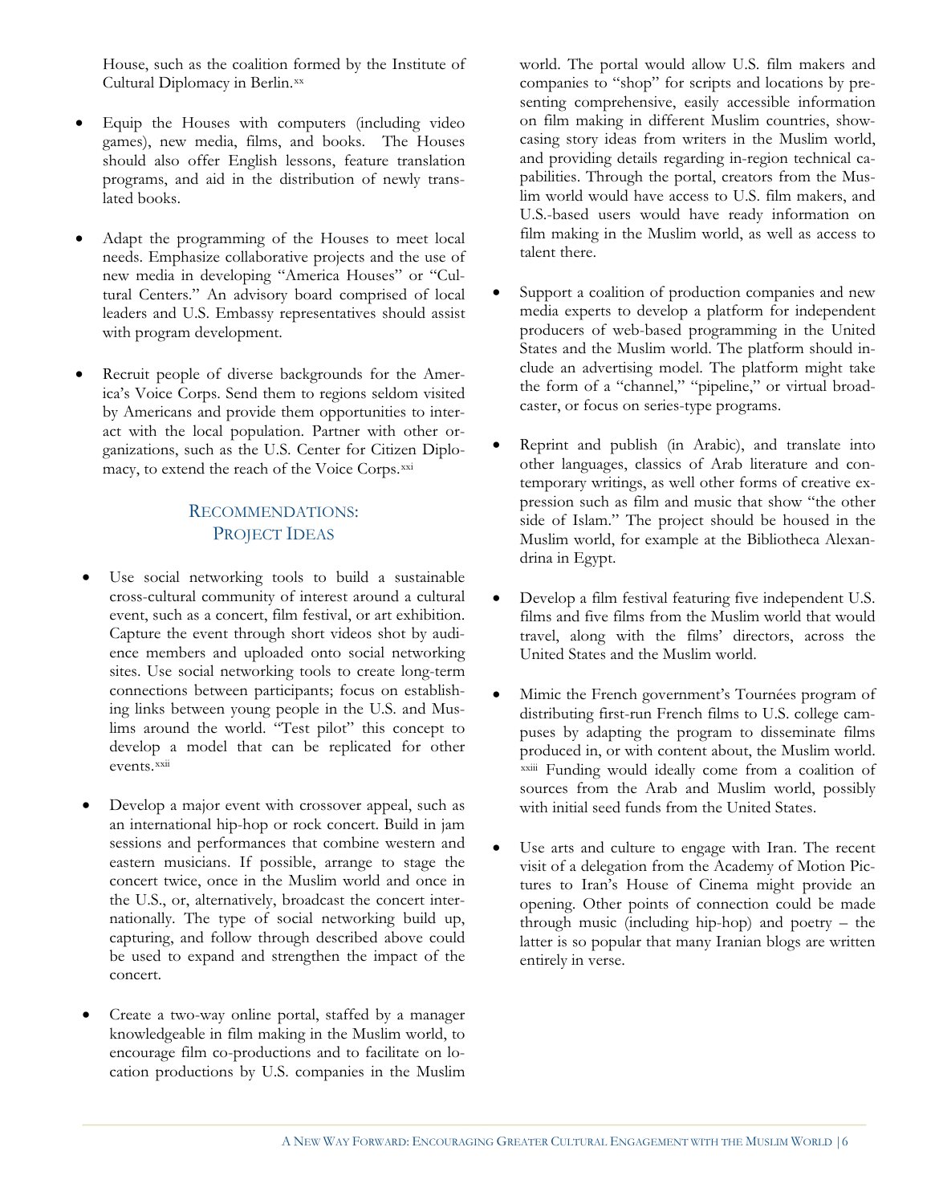House, such as the coalition formed by the Institute of Cultural Diplomacy in Berlin.[xx]

- Equip the Houses with computers (including video games), new media, films, and books. The Houses should also offer English lessons, feature translation programs, and aid in the distribution of newly translated books.
- Adapt the programming of the Houses to meet local needs. Emphasize collaborative projects and the use of new media in developing "America Houses" or "Cultural Centers." An advisory board comprised of local leaders and U.S. Embassy representatives should assist with program development.
- Recruit people of diverse backgrounds for the America's Voice Corps. Send them to regions seldom visited by Americans and provide them opportunities to interact with the local population. Partner with other organizations, such as the U.S. Center for Citizen Diplomacy, to extend the reach of the Voice Corps.[xxi]

## Recommendations: Project Ideas

- Use social networking tools to build a sustainable cross-cultural community of interest around a cultural event, such as a concert, film festival, or art exhibition. Capture the event through short videos shot by audience members and uploaded onto social networking sites. Use social networking tools to create long-term connections between participants; focus on establishing links between young people in the U.S. and Muslims around the world. "Test pilot" this concept to develop a model that can be replicated for other events.[xxii]
- Develop a major event with crossover appeal, such as an international hip-hop or rock concert. Build in jam sessions and performances that combine western and eastern musicians. If possible, arrange to stage the concert twice, once in the Muslim world and once in the U.S., or, alternatively, broadcast the concert internationally. The type of social networking build up, capturing, and follow through described above could be used to expand and strengthen the impact of the concert.
- Create a two-way online portal, staffed by a manager knowledgeable in film making in the Muslim world, to encourage film co-productions and to facilitate on location productions by U.S. companies in the Muslim world. The portal would allow U.S. film makers and companies to "shop" for scripts and locations by presenting comprehensive, easily accessible information on film making in different Muslim countries, showcasing story ideas from writers in the Muslim world, and providing details regarding in-region technical capabilities. Through the portal, creators from the Muslim world would have access to U.S. film makers, and U.S.-based users would have ready information on film making in the Muslim world, as well as access to talent there.
- Support a coalition of production companies and new media experts to develop a platform for independent producers of web-based programming in the United States and the Muslim world. The platform should include an advertising model. The platform might take the form of a "channel," "pipeline," or virtual broadcaster, or focus on series-type programs.
- Reprint and publish (in Arabic), and translate into other languages, classics of Arab literature and contemporary writings, as well other forms of creative expression such as film and music that show "the other side of Islam." The project should be housed in the Muslim world, for example at the Bibliotheca Alexandrina in Egypt.
- Develop a film festival featuring five independent U.S. films and five films from the Muslim world that would travel, along with the films' directors, across the United States and the Muslim world.
- Mimic the French government's Tournées program of distributing first-run French films to U.S. college campuses by adapting the program to disseminate films produced in, or with content about, the Muslim world.[xxiii] Funding would ideally come from a coalition of sources from the Arab and Muslim world, possibly with initial seed funds from the United States.
- Use arts and culture to engage with Iran. The recent visit of a delegation from the Academy of Motion Pictures to Iran's House of Cinema might provide an opening. Other points of connection could be made through music (including hip-hop) and poetry – the latter is so popular that many Iranian blogs are written entirely in verse.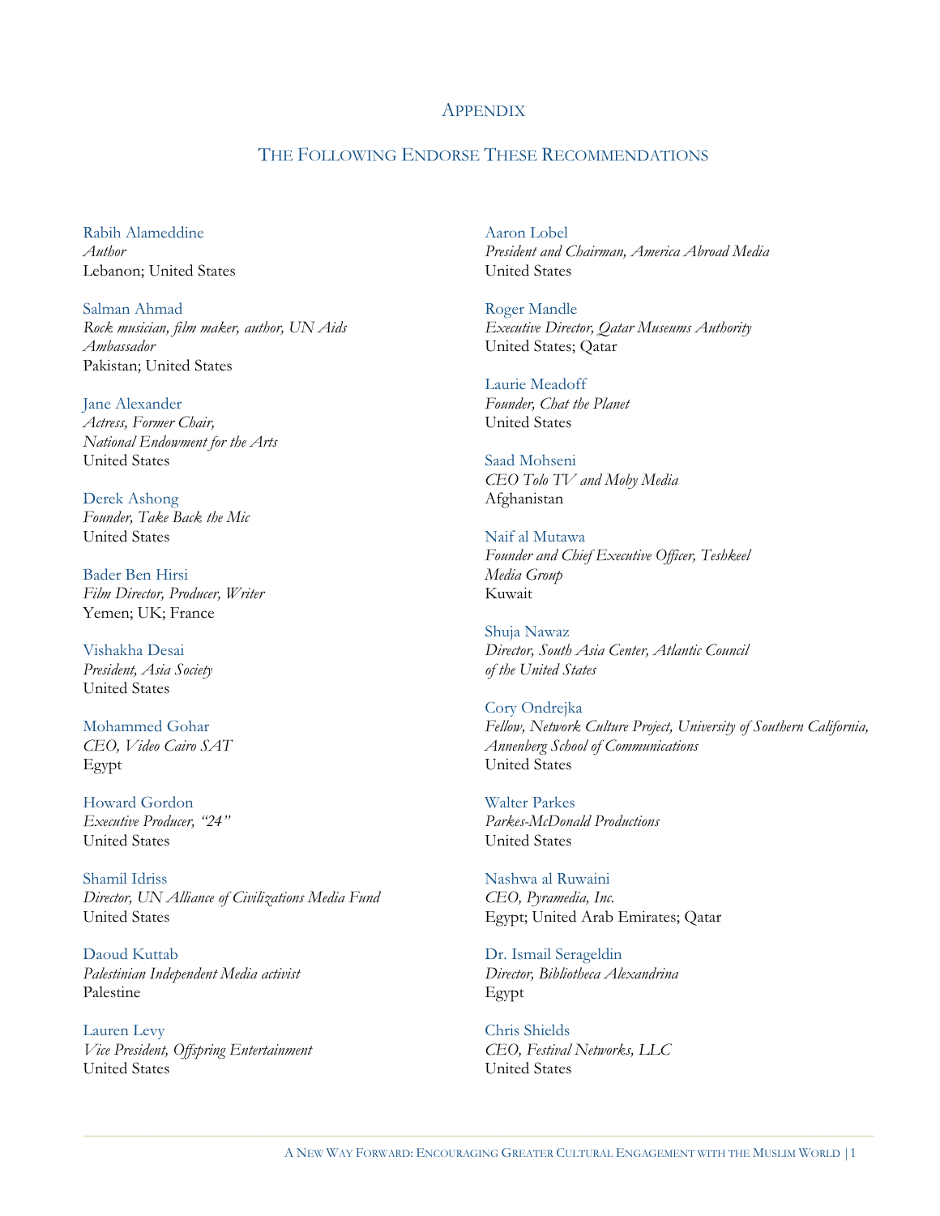## Appendix

### The Following Endorse These Recommendations

Rabih Alameddine
*Author*
Lebanon; United States

Salman Ahmad
*Rock musician, film maker, author, UN Aids Ambassador*
Pakistan; United States

Jane Alexander
*Actress, Former Chair, National Endowment for the Arts*
United States

Derek Ashong
*Founder, Take Back the Mic*
United States

Bader Ben Hirsi
*Film Director, Producer, Writer*
Yemen; UK; France

Vishakha Desai
*President, Asia Society*
United States

Mohammed Gohar
*CEO, Video Cairo SAT*
Egypt

Howard Gordon
*Executive Producer, "24"*
United States

Shamil Idriss
*Director, UN Alliance of Civilizations Media Fund*
United States

Daoud Kuttab
*Palestinian Independent Media activist*
Palestine

Lauren Levy
*Vice President, Offspring Entertainment*
United States

Aaron Lobel
*President and Chairman, America Abroad Media*
United States

Roger Mandle
*Executive Director, Qatar Museums Authority*
United States; Qatar

Laurie Meadoff
*Founder, Chat the Planet*
United States

Saad Mohseni
*CEO Tolo TV and Moby Media*
Afghanistan

Naif al Mutawa
*Founder and Chief Executive Officer, Teshkeel Media Group*
Kuwait

Shuja Nawaz
*Director, South Asia Center, Atlantic Council of the United States*

Cory Ondrejka
*Fellow, Network Culture Project, University of Southern California, Annenberg School of Communications*
United States

Walter Parkes
*Parkes-McDonald Productions*
United States

Nashwa al Ruwaini
*CEO, Pyramedia, Inc.*
Egypt; United Arab Emirates; Qatar

Dr. Ismail Serageldin
*Director, Bibliotheca Alexandrina*
Egypt

Chris Shields
*CEO, Festival Networks, LLC*
United States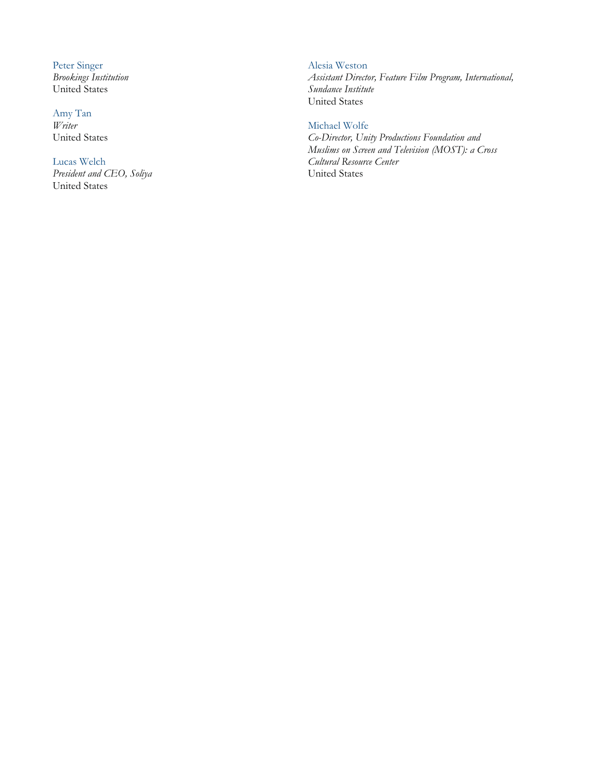Peter Singer
*Brookings Institution*
United States

Amy Tan
*Writer*
United States

Lucas Welch
*President and CEO, Soliya*
United States

Alesia Weston
*Assistant Director, Feature Film Program, International, Sundance Institute*
United States

Michael Wolfe
*Co-Director, Unity Productions Foundation and Muslims on Screen and Television (MOST): a Cross Cultural Resource Center*
United States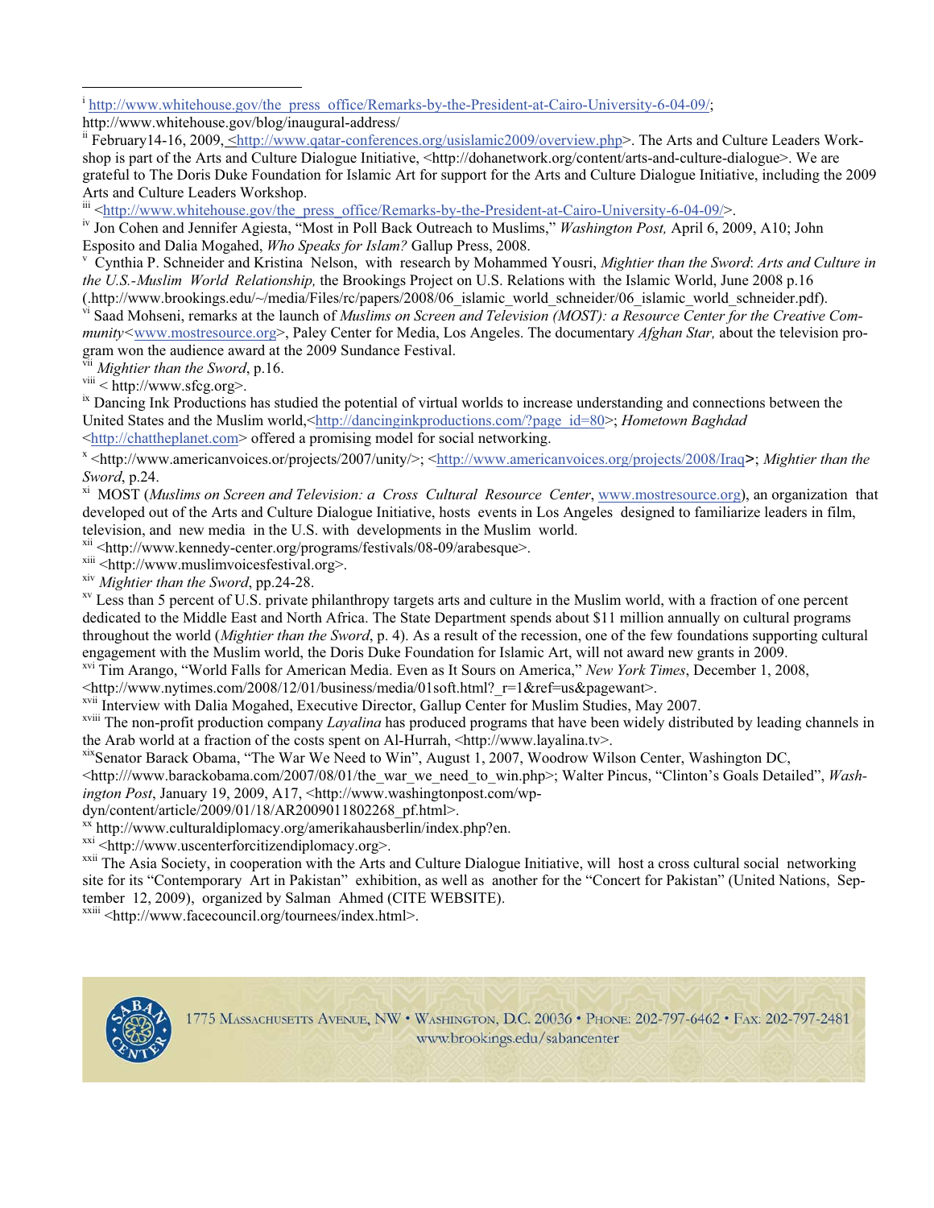[i] http://www.whitehouse.gov/the_press_office/Remarks-by-the-President-at-Cairo-University-6-04-09/; http://www.whitehouse.gov/blog/inaugural-address/

[ii] February14-16, 2009, <http://www.qatar-conferences.org/usislamic2009/overview.php>. The Arts and Culture Leaders Workshop is part of the Arts and Culture Dialogue Initiative, <http://dohanetwork.org/content/arts-and-culture-dialogue>. We are grateful to The Doris Duke Foundation for Islamic Art for support for the Arts and Culture Dialogue Initiative, including the 2009 Arts and Culture Leaders Workshop.

[iii] <http://www.whitehouse.gov/the_press_office/Remarks-by-the-President-at-Cairo-University-6-04-09/>.

[iv] Jon Cohen and Jennifer Agiesta, "Most in Poll Back Outreach to Muslims," *Washington Post,* April 6, 2009, A10; John Esposito and Dalia Mogahed, *Who Speaks for Islam?* Gallup Press, 2008.

[v] Cynthia P. Schneider and Kristina Nelson, with research by Mohammed Yousri, *Mightier than the Sword*: *Arts and Culture in the U.S.-Muslim World Relationship,* the Brookings Project on U.S. Relations with the Islamic World, June 2008 p.16 (.http://www.brookings.edu/~/media/Files/rc/papers/2008/06_islamic_world_schneider/06_islamic_world_schneider.pdf).

[vi] Saad Mohseni, remarks at the launch of *Muslims on Screen and Television (MOST): a Resource Center for the Creative Community*<www.mostresource.org>, Paley Center for Media, Los Angeles. The documentary *Afghan Star,* about the television program won the audience award at the 2009 Sundance Festival.

[vii] *Mightier than the Sword*, p.16.

[viii] < http://www.sfcg.org>.

[ix] Dancing Ink Productions has studied the potential of virtual worlds to increase understanding and connections between the United States and the Muslim world,<http://dancinginkproductions.com/?page_id=80>; *Hometown Baghdad* <http://chattheplanet.com> offered a promising model for social networking.

[x] <http://www.americanvoices.or/projects/2007/unity/>; <http://www.americanvoices.org/projects/2008/Iraq>; *Mightier than the Sword*, p.24.

[xi] MOST (*Muslims on Screen and Television: a Cross Cultural Resource Center*, www.mostresource.org), an organization that developed out of the Arts and Culture Dialogue Initiative, hosts events in Los Angeles designed to familiarize leaders in film, television, and new media in the U.S. with developments in the Muslim world.

[xii] <http://www.kennedy-center.org/programs/festivals/08-09/arabesque>.

[xiii] <http://www.muslimvoicesfestival.org>.

[xiv] *Mightier than the Sword*, pp.24-28.

[xv] Less than 5 percent of U.S. private philanthropy targets arts and culture in the Muslim world, with a fraction of one percent dedicated to the Middle East and North Africa. The State Department spends about $11 million annually on cultural programs throughout the world (*Mightier than the Sword*, p. 4). As a result of the recession, one of the few foundations supporting cultural engagement with the Muslim world, the Doris Duke Foundation for Islamic Art, will not award new grants in 2009.

[xvi] Tim Arango, "World Falls for American Media. Even as It Sours on America," *New York Times*, December 1, 2008, <http://www.nytimes.com/2008/12/01/business/media/01soft.html?_r=1&ref=us&pagewant>.

[xvii] Interview with Dalia Mogahed, Executive Director, Gallup Center for Muslim Studies, May 2007.

[xviii] The non-profit production company *Layalina* has produced programs that have been widely distributed by leading channels in the Arab world at a fraction of the costs spent on Al-Hurrah, <http://www.layalina.tv>.

[xix] Senator Barack Obama, "The War We Need to Win", August 1, 2007, Woodrow Wilson Center, Washington DC, <http:///www.barackobama.com/2007/08/01/the_war_we_need_to_win.php>; Walter Pincus, "Clinton's Goals Detailed", *Washington Post*, January 19, 2009, A17, <http://www.washingtonpost.com/wp-dyn/content/article/2009/01/18/AR2009011802268_pf.html>.

[xx] http://www.culturaldiplomacy.org/amerikahausberlin/index.php?en.

[xxi] <http://www.uscenterforcitizendiplomacy.org>.

[xxii] The Asia Society, in cooperation with the Arts and Culture Dialogue Initiative, will host a cross cultural social networking site for its "Contemporary Art in Pakistan" exhibition, as well as another for the "Concert for Pakistan" (United Nations, September 12, 2009), organized by Salman Ahmed (CITE WEBSITE).

[xxiii] <http://www.facecouncil.org/tournees/index.html>.